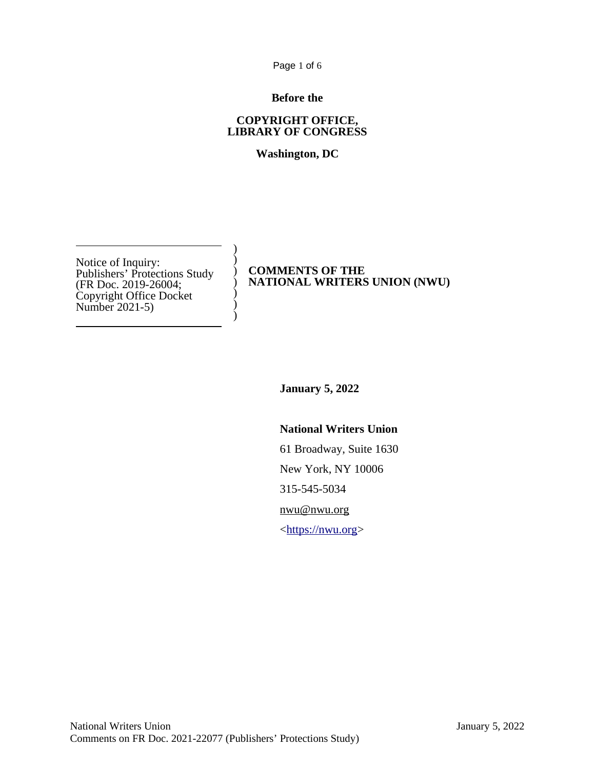**Before the**

**COPYRIGHT OFFICE,**
**LIBRARY OF CONGRESS**

**Washington, DC**

| | |
|---|---|
| Notice of Inquiry: Publishers' Protections Study (FR Doc. 2019-26004; Copyright Office Docket Number 2021-5) | **COMMENTS OF THE NATIONAL WRITERS UNION (NWU)** |

**January 5, 2022**

**National Writers Union**

61 Broadway, Suite 1630

New York, NY 10006

315-545-5034

nwu@nwu.org

<https://nwu.org>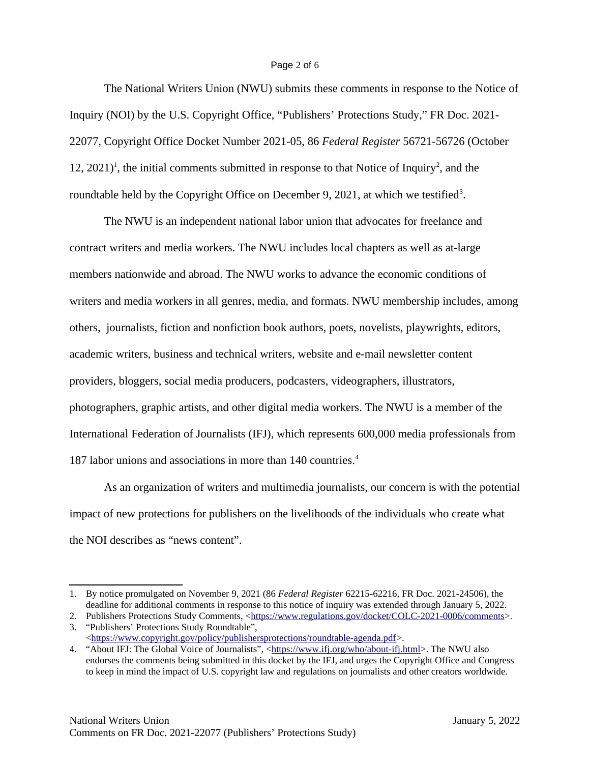The National Writers Union (NWU) submits these comments in response to the Notice of Inquiry (NOI) by the U.S. Copyright Office, "Publishers' Protections Study," FR Doc. 2021-22077, Copyright Office Docket Number 2021-05, 86 *Federal Register* 56721-56726 (October 12, 2021)[1], the initial comments submitted in response to that Notice of Inquiry[2], and the roundtable held by the Copyright Office on December 9, 2021, at which we testified[3].

The NWU is an independent national labor union that advocates for freelance and contract writers and media workers. The NWU includes local chapters as well as at-large members nationwide and abroad. The NWU works to advance the economic conditions of writers and media workers in all genres, media, and formats. NWU membership includes, among others, journalists, fiction and nonfiction book authors, poets, novelists, playwrights, editors, academic writers, business and technical writers, website and e-mail newsletter content providers, bloggers, social media producers, podcasters, videographers, illustrators, photographers, graphic artists, and other digital media workers. The NWU is a member of the International Federation of Journalists (IFJ), which represents 600,000 media professionals from 187 labor unions and associations in more than 140 countries.[4]

As an organization of writers and multimedia journalists, our concern is with the potential impact of new protections for publishers on the livelihoods of the individuals who create what the NOI describes as "news content".

---

1. By notice promulgated on November 9, 2021 (86 *Federal Register* 62215-62216, FR Doc. 2021-24506), the deadline for additional comments in response to this notice of inquiry was extended through January 5, 2022.
2. Publishers Protections Study Comments, <https://www.regulations.gov/docket/COLC-2021-0006/comments>.
3. "Publishers' Protections Study Roundtable", <https://www.copyright.gov/policy/publishersprotections/roundtable-agenda.pdf>.
4. "About IFJ: The Global Voice of Journalists", <https://www.ifj.org/who/about-ifj.html>. The NWU also endorses the comments being submitted in this docket by the IFJ, and urges the Copyright Office and Congress to keep in mind the impact of U.S. copyright law and regulations on journalists and other creators worldwide.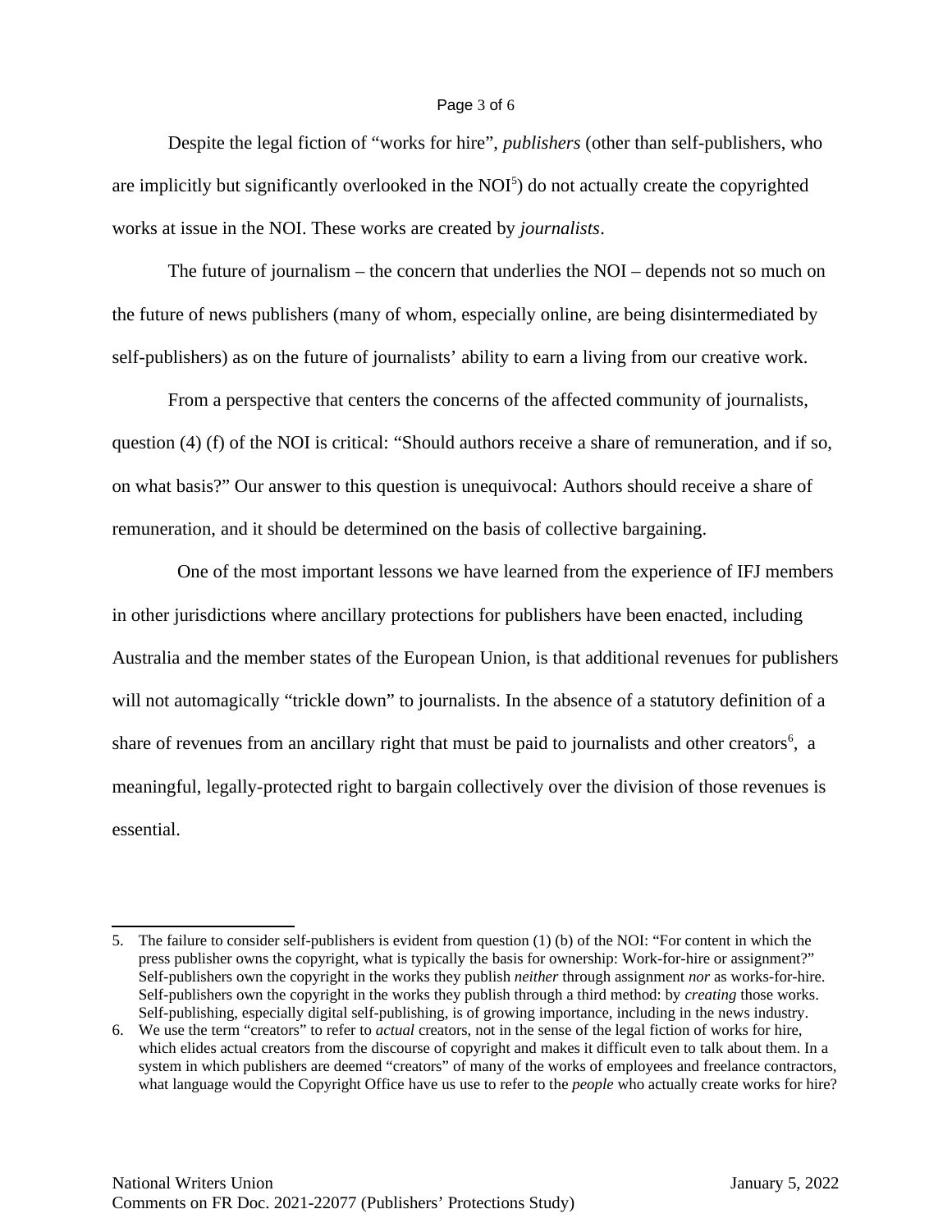Despite the legal fiction of "works for hire", *publishers* (other than self-publishers, who are implicitly but significantly overlooked in the NOI[5]) do not actually create the copyrighted works at issue in the NOI. These works are created by *journalists*.

The future of journalism – the concern that underlies the NOI – depends not so much on the future of news publishers (many of whom, especially online, are being disintermediated by self-publishers) as on the future of journalists' ability to earn a living from our creative work.

From a perspective that centers the concerns of the affected community of journalists, question (4) (f) of the NOI is critical: "Should authors receive a share of remuneration, and if so, on what basis?" Our answer to this question is unequivocal: Authors should receive a share of remuneration, and it should be determined on the basis of collective bargaining.

One of the most important lessons we have learned from the experience of IFJ members in other jurisdictions where ancillary protections for publishers have been enacted, including Australia and the member states of the European Union, is that additional revenues for publishers will not automagically "trickle down" to journalists. In the absence of a statutory definition of a share of revenues from an ancillary right that must be paid to journalists and other creators[6], a meaningful, legally-protected right to bargain collectively over the division of those revenues is essential.

---

5. The failure to consider self-publishers is evident from question (1) (b) of the NOI: "For content in which the press publisher owns the copyright, what is typically the basis for ownership: Work-for-hire or assignment?" Self-publishers own the copyright in the works they publish *neither* through assignment *nor* as works-for-hire. Self-publishers own the copyright in the works they publish through a third method: by *creating* those works. Self-publishing, especially digital self-publishing, is of growing importance, including in the news industry.
6. We use the term "creators" to refer to *actual* creators, not in the sense of the legal fiction of works for hire, which elides actual creators from the discourse of copyright and makes it difficult even to talk about them. In a system in which publishers are deemed "creators" of many of the works of employees and freelance contractors, what language would the Copyright Office have us use to refer to the *people* who actually create works for hire?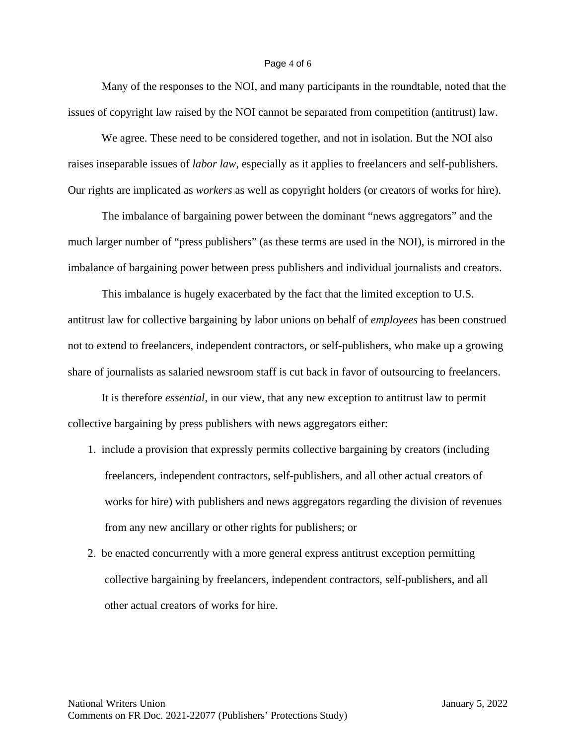Many of the responses to the NOI, and many participants in the roundtable, noted that the issues of copyright law raised by the NOI cannot be separated from competition (antitrust) law.

We agree. These need to be considered together, and not in isolation. But the NOI also raises inseparable issues of *labor law*, especially as it applies to freelancers and self-publishers. Our rights are implicated as *workers* as well as copyright holders (or creators of works for hire).

The imbalance of bargaining power between the dominant "news aggregators" and the much larger number of "press publishers" (as these terms are used in the NOI), is mirrored in the imbalance of bargaining power between press publishers and individual journalists and creators.

This imbalance is hugely exacerbated by the fact that the limited exception to U.S. antitrust law for collective bargaining by labor unions on behalf of *employees* has been construed not to extend to freelancers, independent contractors, or self-publishers, who make up a growing share of journalists as salaried newsroom staff is cut back in favor of outsourcing to freelancers.

It is therefore *essential*, in our view, that any new exception to antitrust law to permit collective bargaining by press publishers with news aggregators either:

1. include a provision that expressly permits collective bargaining by creators (including freelancers, independent contractors, self-publishers, and all other actual creators of works for hire) with publishers and news aggregators regarding the division of revenues from any new ancillary or other rights for publishers; or
2. be enacted concurrently with a more general express antitrust exception permitting collective bargaining by freelancers, independent contractors, self-publishers, and all other actual creators of works for hire.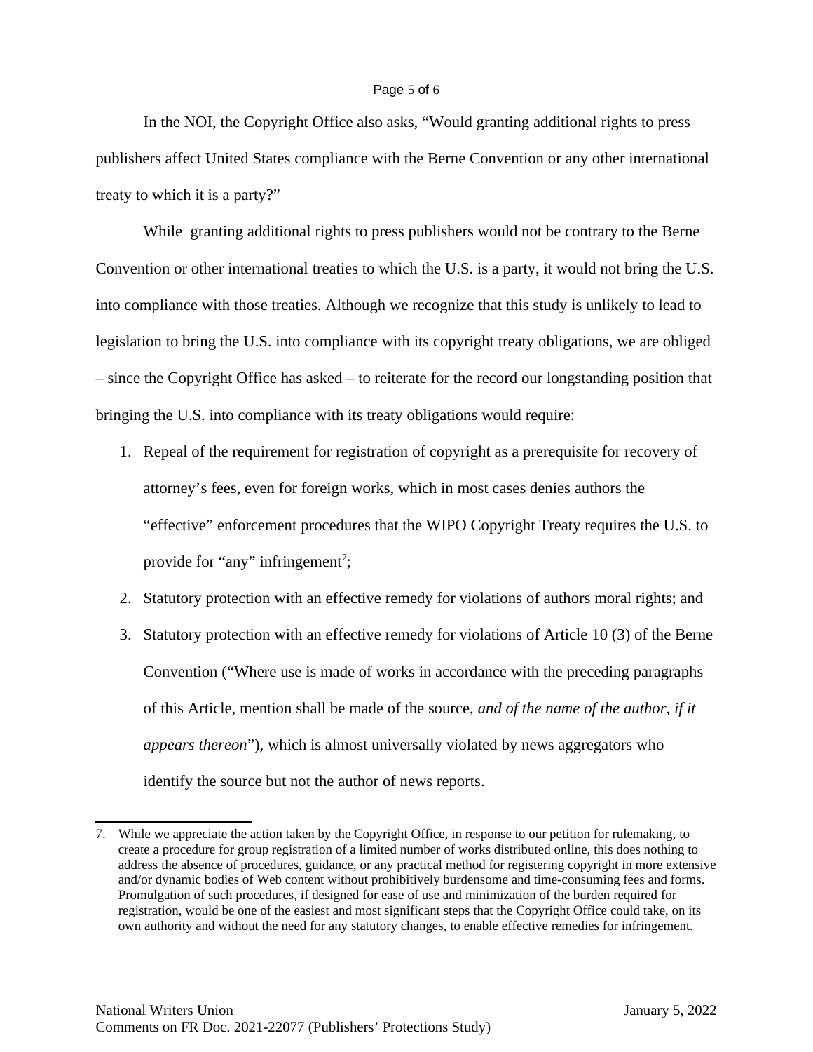In the NOI, the Copyright Office also asks, "Would granting additional rights to press publishers affect United States compliance with the Berne Convention or any other international treaty to which it is a party?"

While granting additional rights to press publishers would not be contrary to the Berne Convention or other international treaties to which the U.S. is a party, it would not bring the U.S. into compliance with those treaties. Although we recognize that this study is unlikely to lead to legislation to bring the U.S. into compliance with its copyright treaty obligations, we are obliged – since the Copyright Office has asked – to reiterate for the record our longstanding position that bringing the U.S. into compliance with its treaty obligations would require:

1. Repeal of the requirement for registration of copyright as a prerequisite for recovery of attorney's fees, even for foreign works, which in most cases denies authors the "effective" enforcement procedures that the WIPO Copyright Treaty requires the U.S. to provide for "any" infringement[7];
2. Statutory protection with an effective remedy for violations of authors moral rights; and
3. Statutory protection with an effective remedy for violations of Article 10 (3) of the Berne Convention ("Where use is made of works in accordance with the preceding paragraphs of this Article, mention shall be made of the source, *and of the name of the author, if it appears thereon*"), which is almost universally violated by news aggregators who identify the source but not the author of news reports.

---

7. While we appreciate the action taken by the Copyright Office, in response to our petition for rulemaking, to create a procedure for group registration of a limited number of works distributed online, this does nothing to address the absence of procedures, guidance, or any practical method for registering copyright in more extensive and/or dynamic bodies of Web content without prohibitively burdensome and time-consuming fees and forms. Promulgation of such procedures, if designed for ease of use and minimization of the burden required for registration, would be one of the easiest and most significant steps that the Copyright Office could take, on its own authority and without the need for any statutory changes, to enable effective remedies for infringement.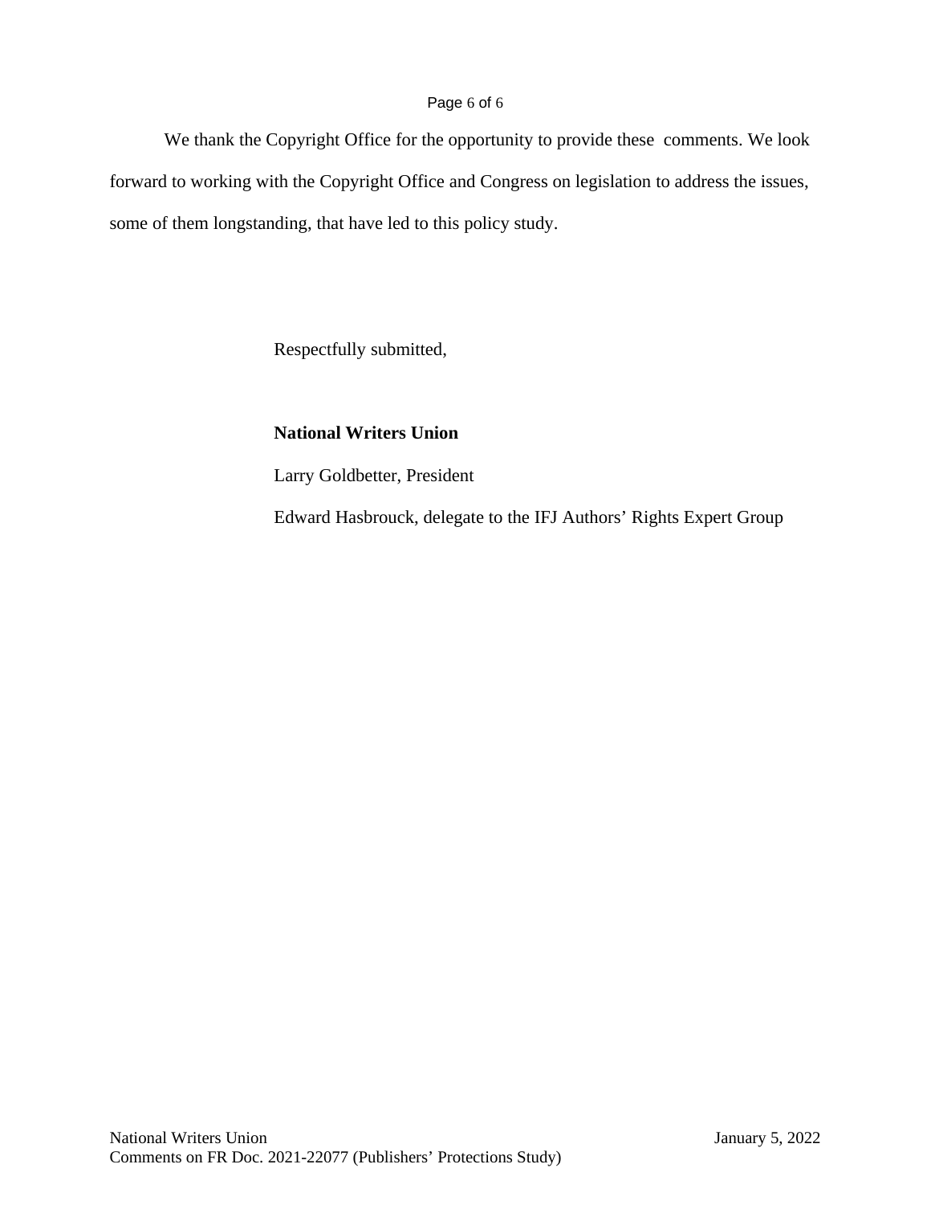We thank the Copyright Office for the opportunity to provide these comments. We look forward to working with the Copyright Office and Congress on legislation to address the issues, some of them longstanding, that have led to this policy study.

Respectfully submitted,

**National Writers Union**

Larry Goldbetter, President

Edward Hasbrouck, delegate to the IFJ Authors' Rights Expert Group